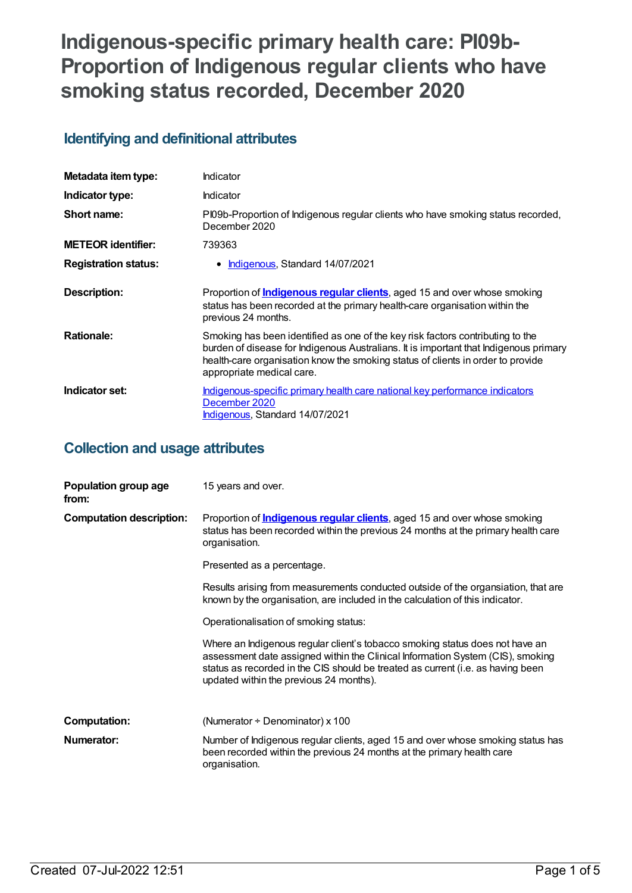# Indigenous-specific primary health care: PI09b-Proportion of Indigenous regular clients who have smoking status recorded, December 2020

## Identifying and definitional attributes

| | |
|---|---|
| **Metadata item type:** | Indicator |
| **Indicator type:** | Indicator |
| **Short name:** | PI09b-Proportion of Indigenous regular clients who have smoking status recorded, December 2020 |
| **METEOR identifier:** | 739363 |
| **Registration status:** | • Indigenous, Standard 14/07/2021 |
| **Description:** | Proportion of **Indigenous regular clients**, aged 15 and over whose smoking status has been recorded at the primary health-care organisation within the previous 24 months. |
| **Rationale:** | Smoking has been identified as one of the key risk factors contributing to the burden of disease for Indigenous Australians. It is important that Indigenous primary health-care organisation know the smoking status of clients in order to provide appropriate medical care. |
| **Indicator set:** | Indigenous-specific primary health care national key performance indicators December 2020<br>Indigenous, Standard 14/07/2021 |

## Collection and usage attributes

| | |
|---|---|
| **Population group age from:** | 15 years and over. |
| **Computation description:** | Proportion of **Indigenous regular clients**, aged 15 and over whose smoking status has been recorded within the previous 24 months at the primary health care organisation.<br><br>Presented as a percentage.<br><br>Results arising from measurements conducted outside of the organsiation, that are known by the organisation, are included in the calculation of this indicator.<br><br>Operationalisation of smoking status:<br><br>Where an Indigenous regular client's tobacco smoking status does not have an assessment date assigned within the Clinical Information System (CIS), smoking status as recorded in the CIS should be treated as current (i.e. as having been updated within the previous 24 months). |
| **Computation:** | (Numerator ÷ Denominator) x 100 |
| **Numerator:** | Number of Indigenous regular clients, aged 15 and over whose smoking status has been recorded within the previous 24 months at the primary health care organisation. |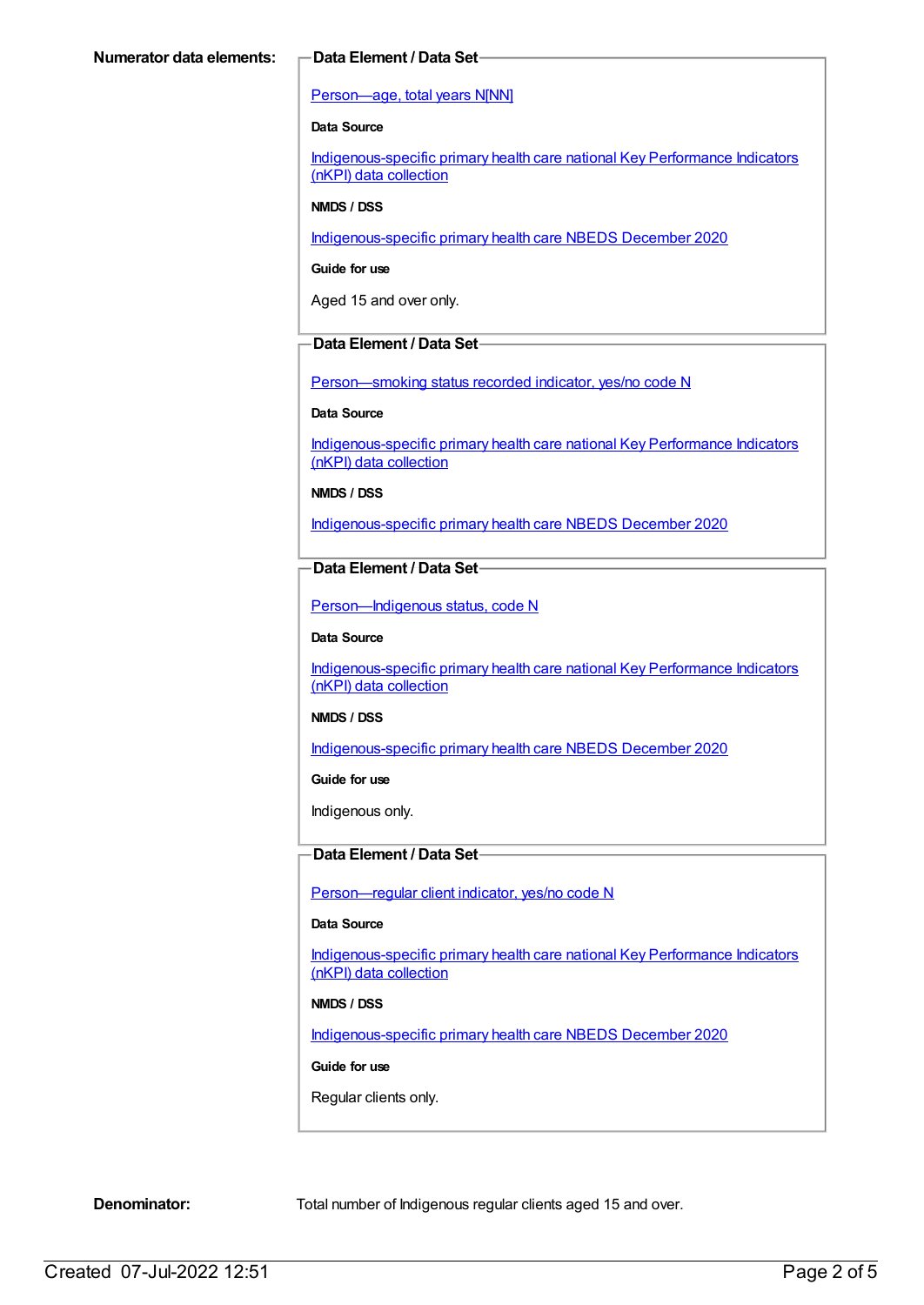**Numerator data elements:**

**Data Element / Data Set**

Person—age, total years N[NN]

**Data Source**

Indigenous-specific primary health care national Key Performance Indicators (nKPI) data collection

**NMDS / DSS**

Indigenous-specific primary health care NBEDS December 2020

**Guide for use**

Aged 15 and over only.

**Data Element / Data Set**

Person—smoking status recorded indicator, yes/no code N

**Data Source**

Indigenous-specific primary health care national Key Performance Indicators (nKPI) data collection

**NMDS / DSS**

Indigenous-specific primary health care NBEDS December 2020

**Data Element / Data Set**

Person—Indigenous status, code N

**Data Source**

Indigenous-specific primary health care national Key Performance Indicators (nKPI) data collection

**NMDS / DSS**

Indigenous-specific primary health care NBEDS December 2020

**Guide for use**

Indigenous only.

**Data Element / Data Set**

Person—regular client indicator, yes/no code N

**Data Source**

Indigenous-specific primary health care national Key Performance Indicators (nKPI) data collection

**NMDS / DSS**

Indigenous-specific primary health care NBEDS December 2020

**Guide for use**

Regular clients only.

**Denominator:** Total number of Indigenous regular clients aged 15 and over.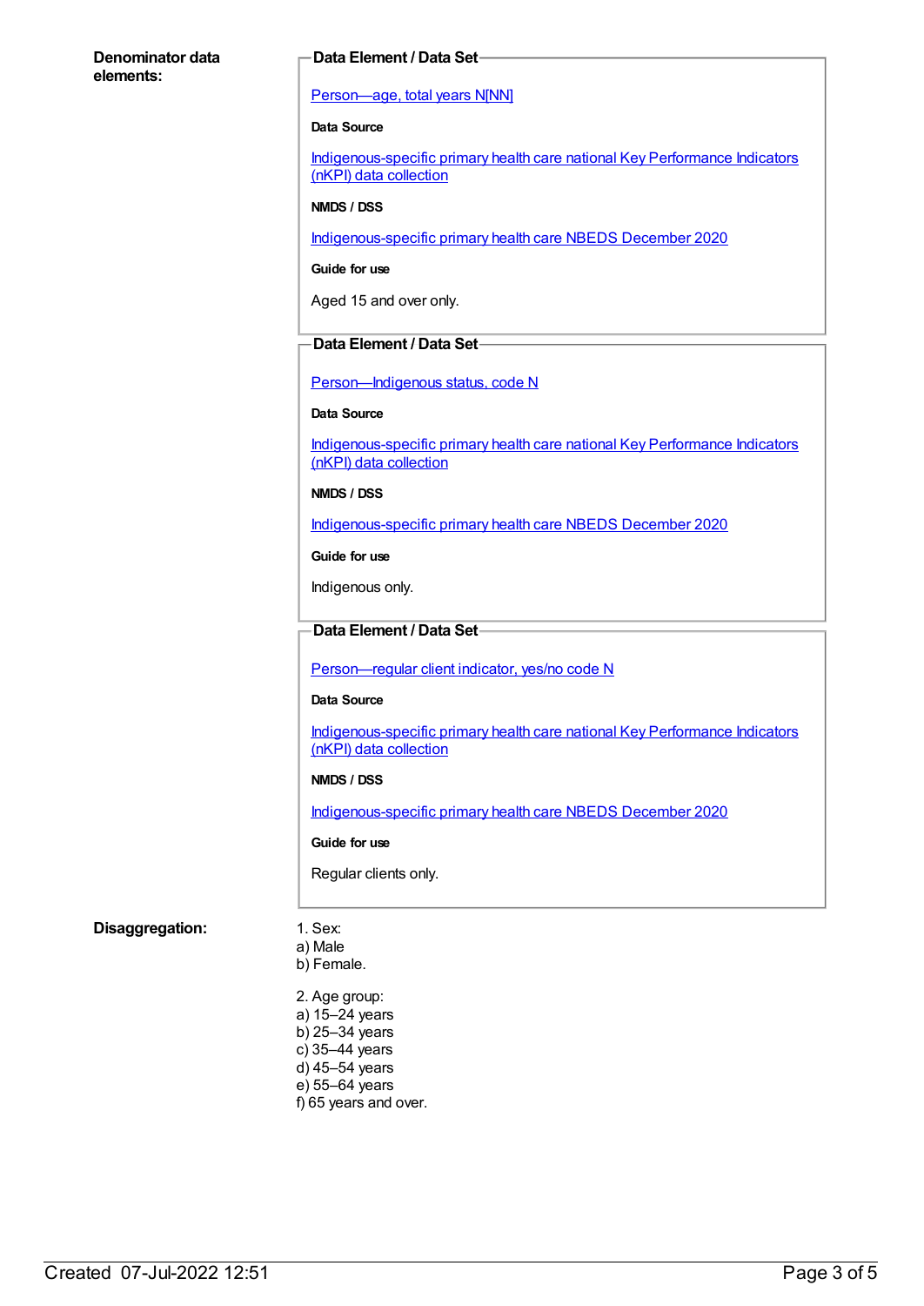**Denominator data elements:**

**Data Element / Data Set**

Person—age, total years N[NN]

**Data Source**

Indigenous-specific primary health care national Key Performance Indicators (nKPI) data collection

**NMDS / DSS**

Indigenous-specific primary health care NBEDS December 2020

**Guide for use**

Aged 15 and over only.

**Data Element / Data Set**

Person—Indigenous status, code N

**Data Source**

Indigenous-specific primary health care national Key Performance Indicators (nKPI) data collection

**NMDS / DSS**

Indigenous-specific primary health care NBEDS December 2020

**Guide for use**

Indigenous only.

**Data Element / Data Set**

Person—regular client indicator, yes/no code N

**Data Source**

Indigenous-specific primary health care national Key Performance Indicators (nKPI) data collection

**NMDS / DSS**

Indigenous-specific primary health care NBEDS December 2020

**Guide for use**

Regular clients only.

**Disaggregation:**

1. Sex:
a) Male
b) Female.

2. Age group:
a) 15–24 years
b) 25–34 years
c) 35–44 years
d) 45–54 years
e) 55–64 years
f) 65 years and over.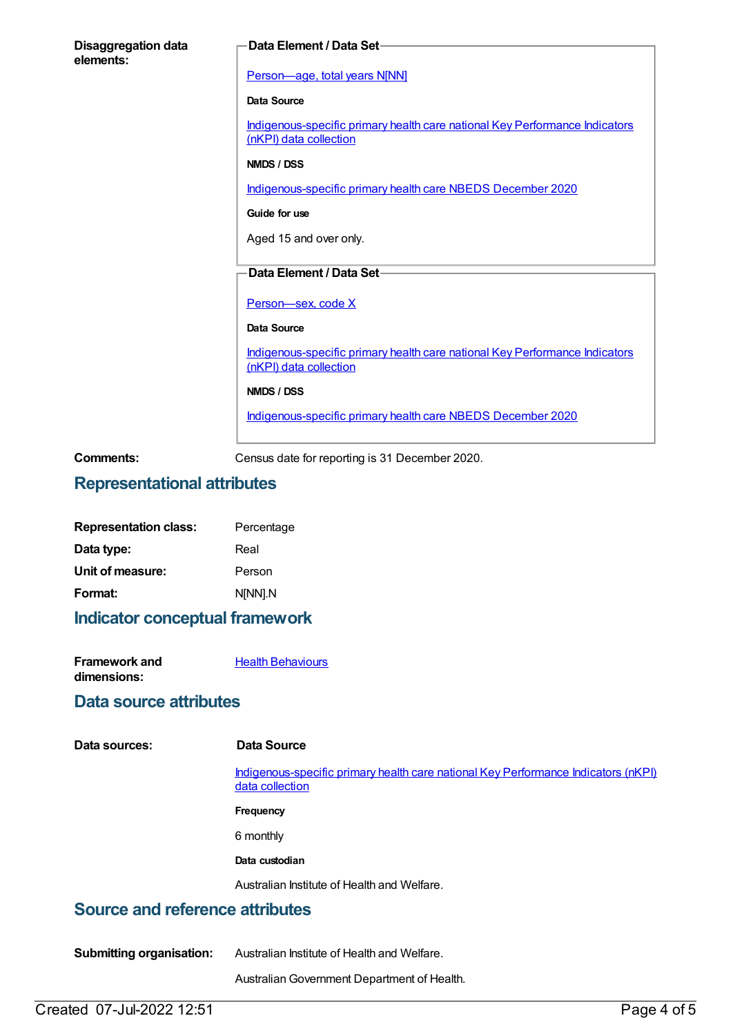**Disaggregation data elements:**

**Data Element / Data Set**

Person—age, total years N[NN]

**Data Source**

Indigenous-specific primary health care national Key Performance Indicators (nKPI) data collection

**NMDS / DSS**

Indigenous-specific primary health care NBEDS December 2020

**Guide for use**

Aged 15 and over only.

**Data Element / Data Set**

Person—sex, code X

**Data Source**

Indigenous-specific primary health care national Key Performance Indicators (nKPI) data collection

**NMDS / DSS**

Indigenous-specific primary health care NBEDS December 2020

**Comments:** Census date for reporting is 31 December 2020.

## Representational attributes

**Representation class:** Percentage

**Data type:** Real

**Unit of measure:** Person

**Format:** N[NN].N

## Indicator conceptual framework

**Framework and dimensions:** Health Behaviours

## Data source attributes

**Data sources:**

**Data Source**

Indigenous-specific primary health care national Key Performance Indicators (nKPI) data collection

**Frequency**

6 monthly

**Data custodian**

Australian Institute of Health and Welfare.

## Source and reference attributes

**Submitting organisation:** Australian Institute of Health and Welfare.

Australian Government Department of Health.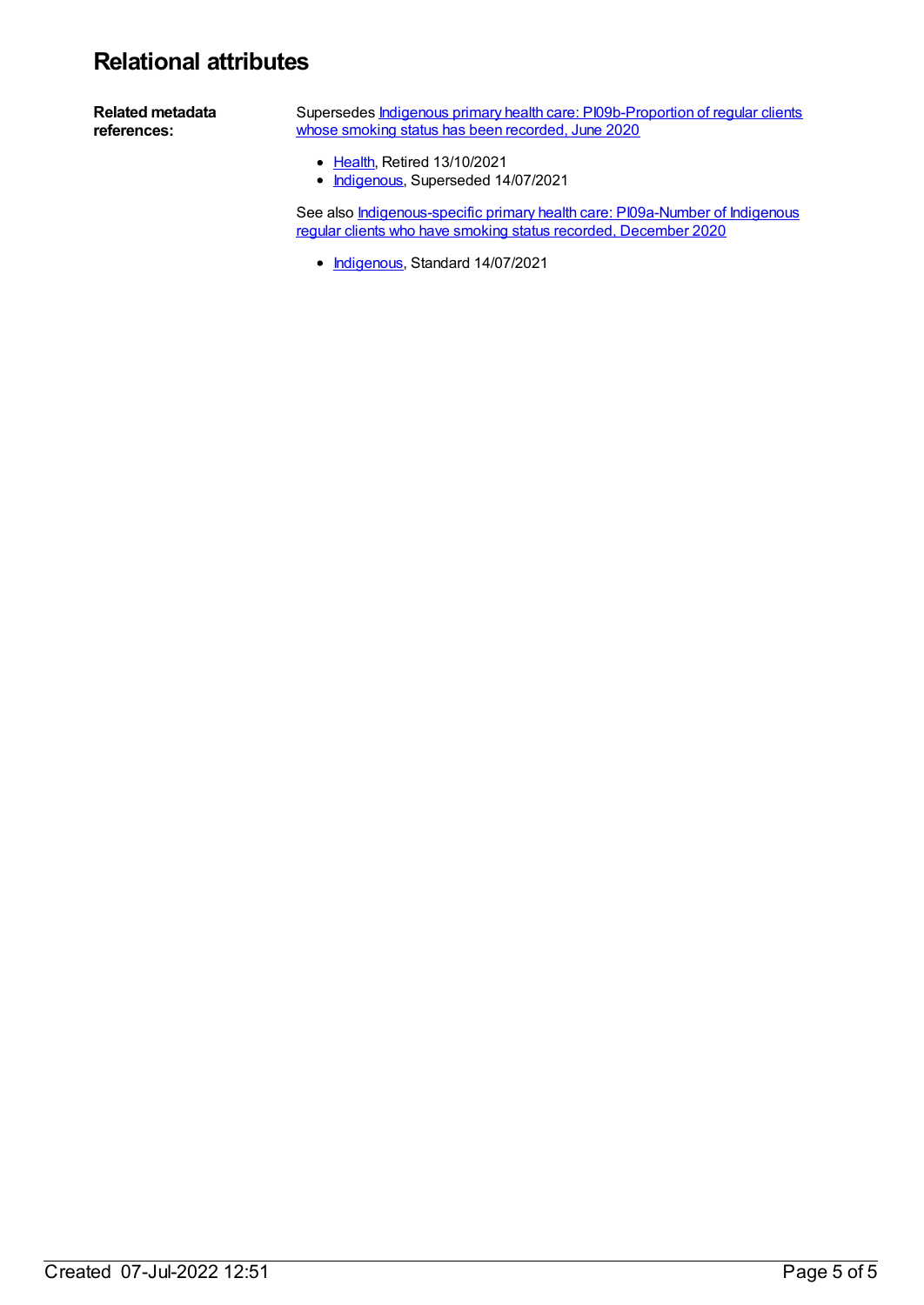## Relational attributes

**Related metadata references:**

Supersedes Indigenous primary health care: PI09b-Proportion of regular clients whose smoking status has been recorded, June 2020

- Health, Retired 13/10/2021
- Indigenous, Superseded 14/07/2021

See also Indigenous-specific primary health care: PI09a-Number of Indigenous regular clients who have smoking status recorded, December 2020

- Indigenous, Standard 14/07/2021